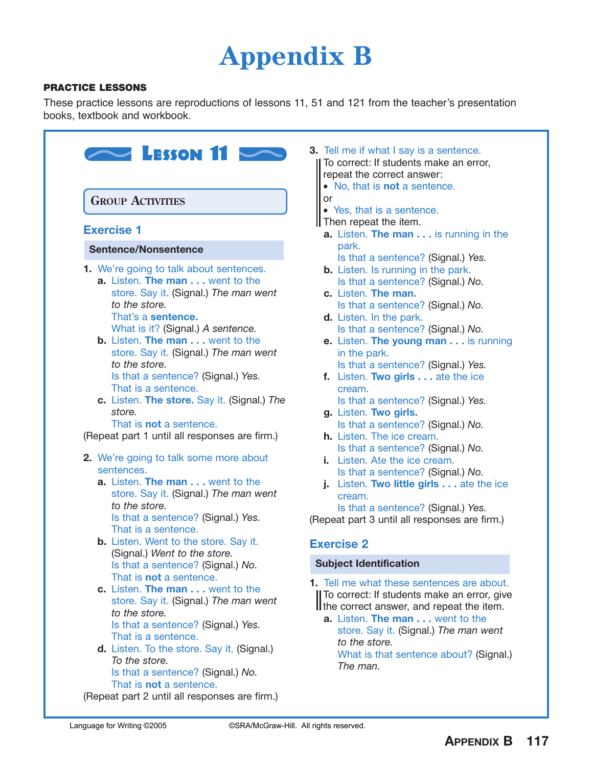# Appendix B

**PRACTICE LESSONS**

These practice lessons are reproductions of lessons 11, 51 and 121 from the teacher's presentation books, textbook and workbook.

## Lesson 11

### Group Activities

#### Exercise 1

**Sentence/Nonsentence**

1. We're going to talk about sentences.
   - **a.** Listen. **The man . . .** went to the store. Say it. (Signal.) *The man went to the store.*
     That's a **sentence.**
     What is it? (Signal.) *A sentence.*
   - **b.** Listen. **The man . . .** went to the store. Say it. (Signal.) *The man went to the store.*
     Is that a sentence? (Signal.) *Yes.*
     That is a sentence.
   - **c.** Listen. **The store.** Say it. (Signal.) *The store.*
     That is **not** a sentence.

(Repeat part 1 until all responses are firm.)

2. We're going to talk some more about sentences.
   - **a.** Listen. **The man . . .** went to the store. Say it. (Signal.) *The man went to the store.*
     Is that a sentence? (Signal.) *Yes.*
     That is a sentence.
   - **b.** Listen. Went to the store. Say it. (Signal.) *Went to the store.*
     Is that a sentence? (Signal.) *No.*
     That is **not** a sentence.
   - **c.** Listen. **The man . . .** went to the store. Say it. (Signal.) *The man went to the store.*
     Is that a sentence? (Signal.) *Yes.*
     That is a sentence.
   - **d.** Listen. To the store. Say it. (Signal.) *To the store.*
     Is that a sentence? (Signal.) *No.*
     That is **not** a sentence.

(Repeat part 2 until all responses are firm.)

3. Tell me if what I say is a sentence.

   To correct: If students make an error, repeat the correct answer:
   - No, that is **not** a sentence.

   or
   - Yes, that is a sentence.

   Then repeat the item.

   - **a.** Listen. **The man . . .** is running in the park.
     Is that a sentence? (Signal.) *Yes.*
   - **b.** Listen. Is running in the park.
     Is that a sentence? (Signal.) *No.*
   - **c.** Listen. **The man.**
     Is that a sentence? (Signal.) *No.*
   - **d.** Listen. In the park.
     Is that a sentence? (Signal.) *No.*
   - **e.** Listen. **The young man . . .** is running in the park.
     Is that a sentence? (Signal.) *Yes.*
   - **f.** Listen. **Two girls . . .** ate the ice cream.
     Is that a sentence? (Signal.) *Yes.*
   - **g.** Listen. **Two girls.**
     Is that a sentence? (Signal.) *No.*
   - **h.** Listen. The ice cream.
     Is that a sentence? (Signal.) *No.*
   - **i.** Listen. Ate the ice cream.
     Is that a sentence? (Signal.) *No.*
   - **j.** Listen. **Two little girls . . .** ate the ice cream.
     Is that a sentence? (Signal.) *Yes.*

(Repeat part 3 until all responses are firm.)

#### Exercise 2

**Subject Identification**

1. Tell me what these sentences are about.

   To correct: If students make an error, give the correct answer, and repeat the item.

   - **a.** Listen. **The man . . .** went to the store. Say it. (Signal.) *The man went to the store.*
     What is that sentence about? (Signal.) *The man.*

Language for Writing ©2005 ©SRA/McGraw-Hill. All rights reserved.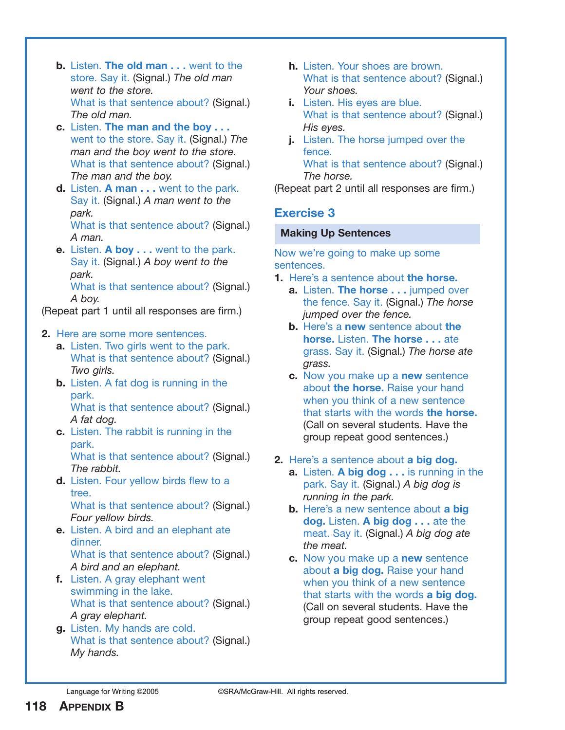b. Listen. **The old man . . .** went to the store. Say it. (Signal.) *The old man went to the store.*
What is that sentence about? (Signal.) *The old man.*

c. Listen. **The man and the boy . . .** went to the store. Say it. (Signal.) *The man and the boy went to the store.*
What is that sentence about? (Signal.) *The man and the boy.*

d. Listen. **A man . . .** went to the park. Say it. (Signal.) *A man went to the park.*
What is that sentence about? (Signal.) *A man.*

e. Listen. **A boy . . .** went to the park. Say it. (Signal.) *A boy went to the park.*
What is that sentence about? (Signal.) *A boy.*

(Repeat part 1 until all responses are firm.)

2. Here are some more sentences.

a. Listen. Two girls went to the park.
What is that sentence about? (Signal.) *Two girls.*

b. Listen. A fat dog is running in the park.
What is that sentence about? (Signal.) *A fat dog.*

c. Listen. The rabbit is running in the park.
What is that sentence about? (Signal.) *The rabbit.*

d. Listen. Four yellow birds flew to a tree.
What is that sentence about? (Signal.) *Four yellow birds.*

e. Listen. A bird and an elephant ate dinner.
What is that sentence about? (Signal.) *A bird and an elephant.*

f. Listen. A gray elephant went swimming in the lake.
What is that sentence about? (Signal.) *A gray elephant.*

g. Listen. My hands are cold.
What is that sentence about? (Signal.) *My hands.*

h. Listen. Your shoes are brown.
What is that sentence about? (Signal.) *Your shoes.*

i. Listen. His eyes are blue.
What is that sentence about? (Signal.) *His eyes.*

j. Listen. The horse jumped over the fence.
What is that sentence about? (Signal.) *The horse.*

(Repeat part 2 until all responses are firm.)

## Exercise 3

**Making Up Sentences**

Now we're going to make up some sentences.

1. Here's a sentence about **the horse.**

a. Listen. **The horse . . .** jumped over the fence. Say it. (Signal.) *The horse jumped over the fence.*

b. Here's a **new** sentence about **the horse.** Listen. **The horse . . .** ate grass. Say it. (Signal.) *The horse ate grass.*

c. Now you make up a **new** sentence about **the horse.** Raise your hand when you think of a new sentence that starts with the words **the horse.** (Call on several students. Have the group repeat good sentences.)

2. Here's a sentence about **a big dog.**

a. Listen. **A big dog . . .** is running in the park. Say it. (Signal.) *A big dog is running in the park.*

b. Here's a new sentence about **a big dog.** Listen. **A big dog . . .** ate the meat. Say it. (Signal.) *A big dog ate the meat.*

c. Now you make up a **new** sentence about **a big dog.** Raise your hand when you think of a new sentence that starts with the words **a big dog.** (Call on several students. Have the group repeat good sentences.)

Language for Writing ©2005 ©SRA/McGraw-Hill. All rights reserved.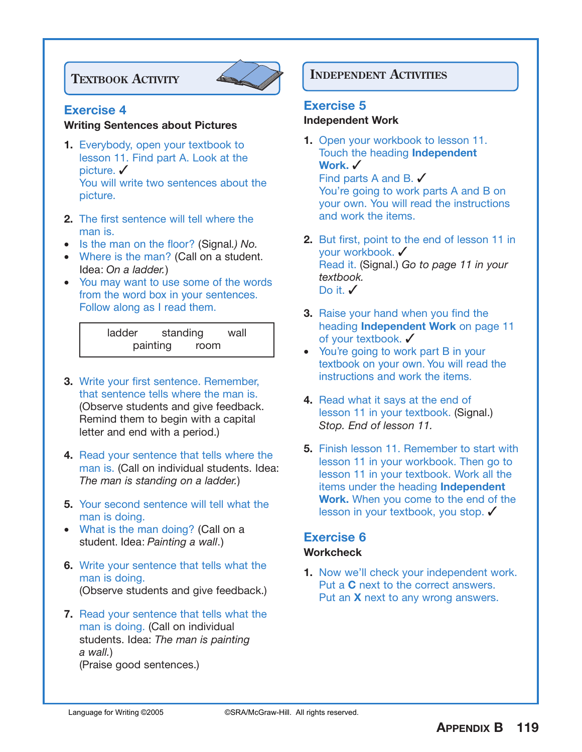## Textbook Activity

### Exercise 4

**Writing Sentences about Pictures**

1. Everybody, open your textbook to lesson 11. Find part A. Look at the picture. ✓
   You will write two sentences about the picture.

2. The first sentence will tell where the man is.
   - Is the man on the floor? (Signal.) *No.*
   - Where is the man? (Call on a student. Idea: *On a ladder.*)
   - You may want to use some of the words from the word box in your sentences. Follow along as I read them.

| ladder | standing | wall |
|---|---|---|
| painting | room | |

3. Write your first sentence. Remember, that sentence tells where the man is. (Observe students and give feedback. Remind them to begin with a capital letter and end with a period.)

4. Read your sentence that tells where the man is. (Call on individual students. Idea: *The man is standing on a ladder.*)

5. Your second sentence will tell what the man is doing.
   - What is the man doing? (Call on a student. Idea: *Painting a wall*.)

6. Write your sentence that tells what the man is doing.
   (Observe students and give feedback.)

7. Read your sentence that tells what the man is doing. (Call on individual students. Idea: *The man is painting a wall.*)
   (Praise good sentences.)

## Independent Activities

### Exercise 5

**Independent Work**

1. Open your workbook to lesson 11. Touch the heading **Independent Work.** ✓
   Find parts A and B. ✓
   You're going to work parts A and B on your own. You will read the instructions and work the items.

2. But first, point to the end of lesson 11 in your workbook. ✓
   Read it. (Signal.) *Go to page 11 in your textbook.*
   Do it. ✓

3. Raise your hand when you find the heading **Independent Work** on page 11 of your textbook. ✓
   - You're going to work part B in your textbook on your own. You will read the instructions and work the items.

4. Read what it says at the end of lesson 11 in your textbook. (Signal.) *Stop. End of lesson 11.*

5. Finish lesson 11. Remember to start with lesson 11 in your workbook. Then go to lesson 11 in your textbook. Work all the items under the heading **Independent Work.** When you come to the end of the lesson in your textbook, you stop. ✓

### Exercise 6

**Workcheck**

1. Now we'll check your independent work. Put a **C** next to the correct answers. Put an **X** next to any wrong answers.

Language for Writing ©2005 ©SRA/McGraw-Hill. All rights reserved.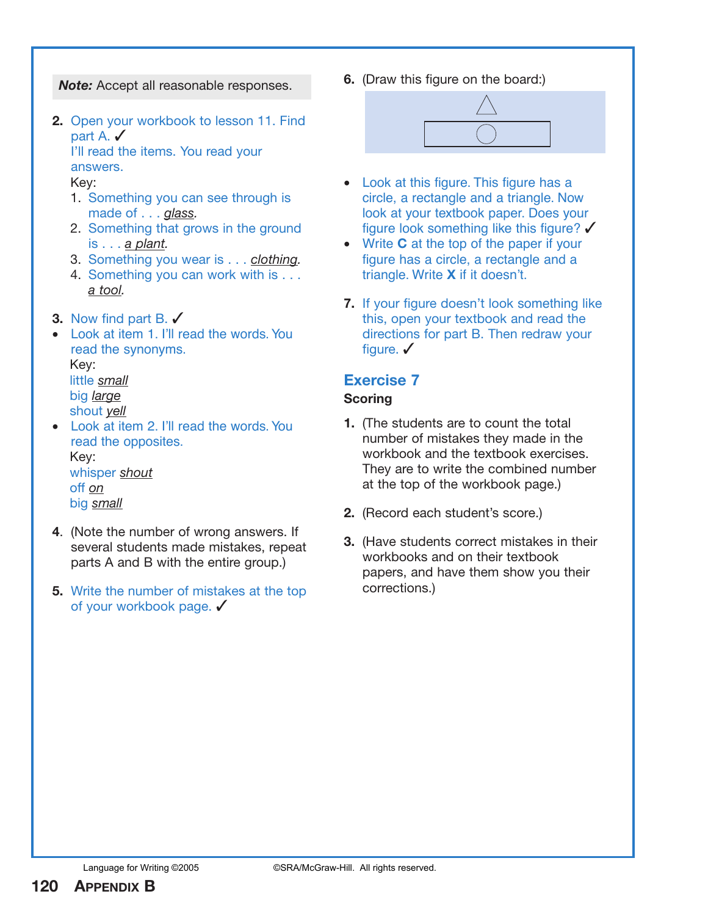**Note:** Accept all reasonable responses.

2. Open your workbook to lesson 11. Find part A. ✓
   I'll read the items. You read your answers.
   Key:
   1. Something you can see through is made of . . . glass.
   2. Something that grows in the ground is . . . a plant.
   3. Something you wear is . . . clothing.
   4. Something you can work with is . . . a tool.

3. Now find part B. ✓
   - Look at item 1. I'll read the words. You read the synonyms.
     Key:
     little small
     big large
     shout yell
   - Look at item 2. I'll read the words. You read the opposites.
     Key:
     whisper shout
     off on
     big small

4. (Note the number of wrong answers. If several students made mistakes, repeat parts A and B with the entire group.)

5. Write the number of mistakes at the top of your workbook page. ✓

6. (Draw this figure on the board:)

   - Look at this figure. This figure has a circle, a rectangle and a triangle. Now look at your textbook paper. Does your figure look something like this figure? ✓
   - Write **C** at the top of the paper if your figure has a circle, a rectangle and a triangle. Write **X** if it doesn't.

7. If your figure doesn't look something like this, open your textbook and read the directions for part B. Then redraw your figure. ✓

## Exercise 7

**Scoring**

1. (The students are to count the total number of mistakes they made in the workbook and the textbook exercises. They are to write the combined number at the top of the workbook page.)

2. (Record each student's score.)

3. (Have students correct mistakes in their workbooks and on their textbook papers, and have them show you their corrections.)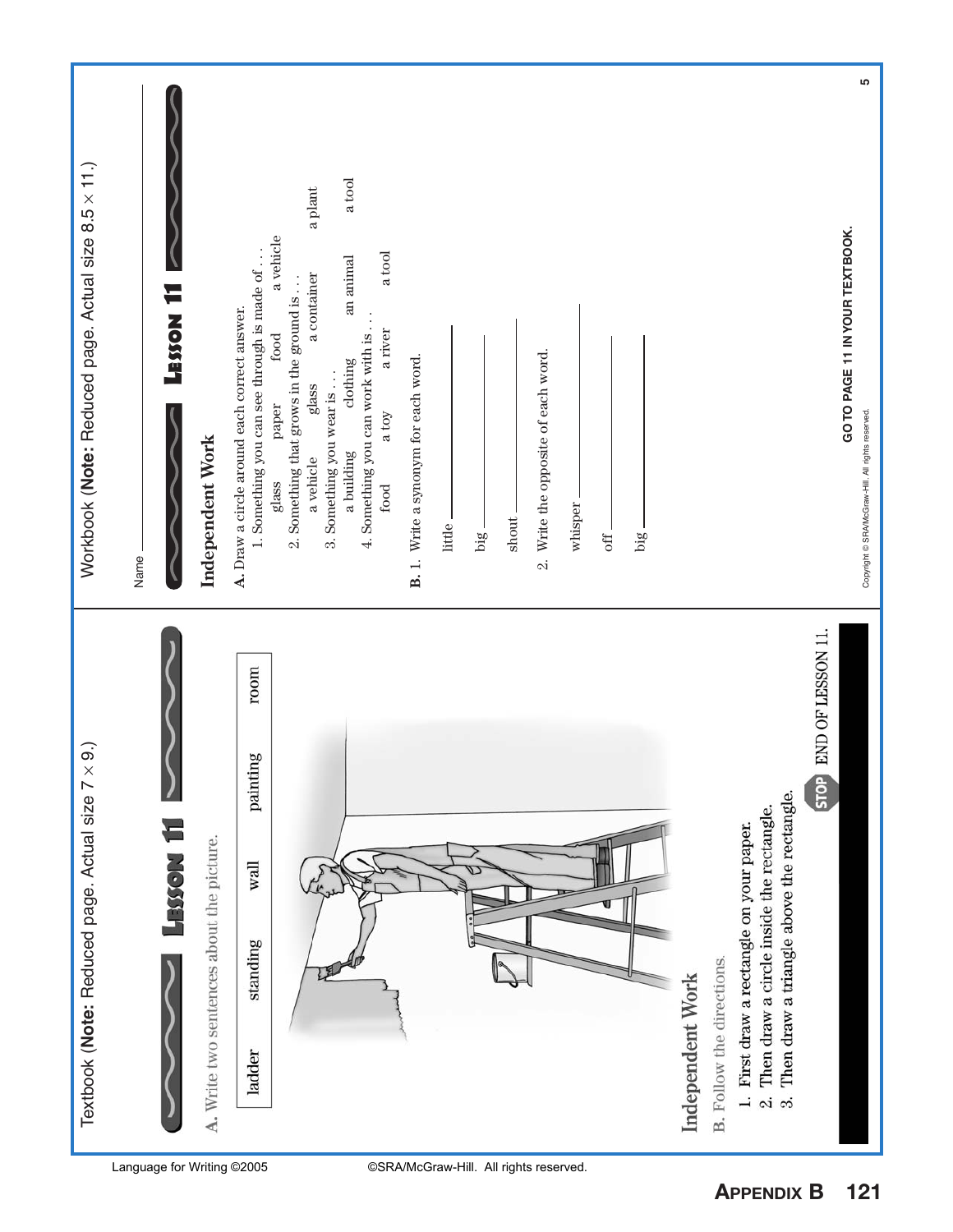Textbook (**Note:** Reduced page. Actual size 7 × 9.)

## Lesson 11

A. Write two sentences about the picture.

| ladder | standing | wall | painting | room |
|---|---|---|---|---|

### Independent Work

B. Follow the directions.

1. First draw a rectangle on your paper.
2. Then draw a circle inside the rectangle.
3. Then draw a triangle above the rectangle.

STOP END OF LESSON 11.

Workbook (**Note:** Reduced page. Actual size 8.5 × 11.)

Name \_\_\_\_\_\_\_\_\_\_\_\_\_\_\_\_\_\_\_\_

## Lesson 11

### Independent Work

**A.** Draw a circle around each correct answer.

1. Something you can see through is made of . . .
   glass    paper    food    a vehicle
2. Something that grows in the ground is . . .
   a vehicle    glass    a container    a plant
3. Something you wear is . . .
   a building    clothing    an animal    a tool
4. Something you can work with is . . .
   food    a toy    a river    a tool

**B.** 1. Write a synonym for each word.

little \_\_\_\_\_\_\_\_\_\_\_\_\_\_\_\_\_\_\_\_

big \_\_\_\_\_\_\_\_\_\_\_\_\_\_\_\_\_\_\_\_

shout \_\_\_\_\_\_\_\_\_\_\_\_\_\_\_\_\_\_\_\_

2. Write the opposite of each word.

whisper \_\_\_\_\_\_\_\_\_\_\_\_\_\_\_\_\_\_\_\_

off \_\_\_\_\_\_\_\_\_\_\_\_\_\_\_\_\_\_\_\_

big \_\_\_\_\_\_\_\_\_\_\_\_\_\_\_\_\_\_\_\_

GO TO PAGE 11 IN YOUR TEXTBOOK.

Copyright © SRA/McGraw-Hill. All rights reserved.